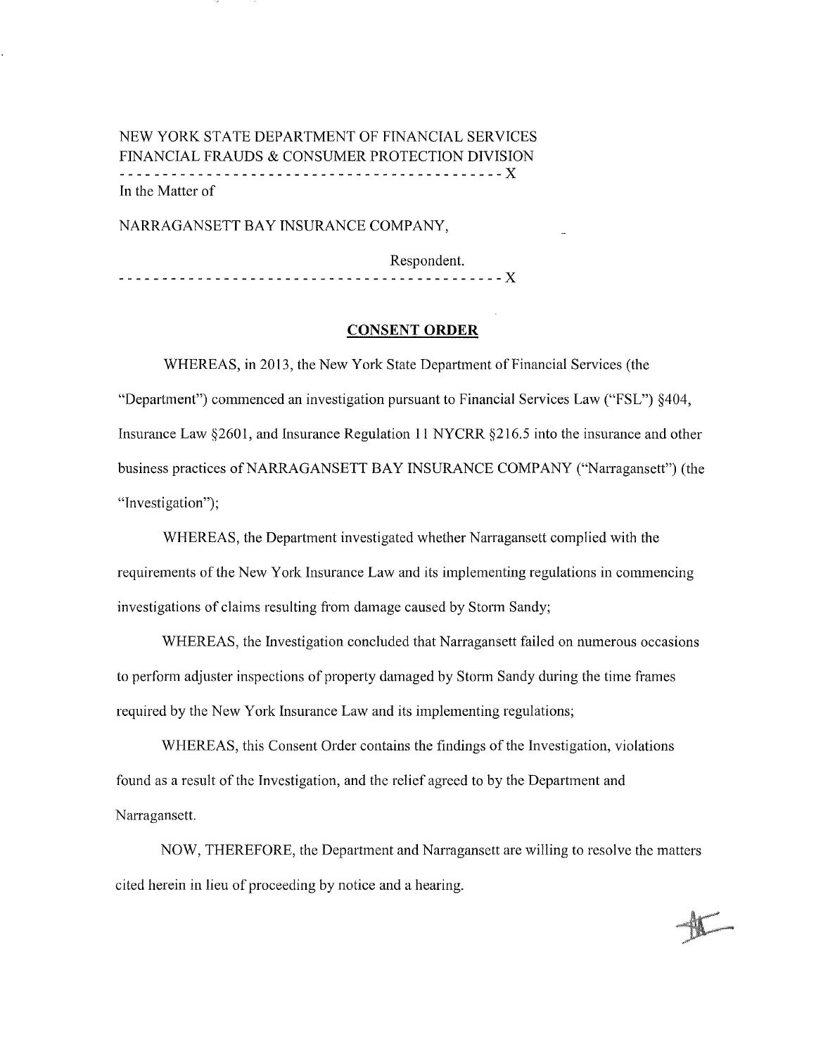NEW YORK STATE DEPARTMENT OF FINANCIAL SERVICES
FINANCIAL FRAUDS & CONSUMER PROTECTION DIVISION

---

In the Matter of

NARRAGANSETT BAY INSURANCE COMPANY,

Respondent.

---

## **CONSENT ORDER**

WHEREAS, in 2013, the New York State Department of Financial Services (the "Department") commenced an investigation pursuant to Financial Services Law ("FSL") §404, Insurance Law §2601, and Insurance Regulation 11 NYCRR §216.5 into the insurance and other business practices of NARRAGANSETT BAY INSURANCE COMPANY ("Narragansett") (the "Investigation");

WHEREAS, the Department investigated whether Narragansett complied with the requirements of the New York Insurance Law and its implementing regulations in commencing investigations of claims resulting from damage caused by Storm Sandy;

WHEREAS, the Investigation concluded that Narragansett failed on numerous occasions to perform adjuster inspections of property damaged by Storm Sandy during the time frames required by the New York Insurance Law and its implementing regulations;

WHEREAS, this Consent Order contains the findings of the Investigation, violations found as a result of the Investigation, and the relief agreed to by the Department and Narragansett.

NOW, THEREFORE, the Department and Narragansett are willing to resolve the matters cited herein in lieu of proceeding by notice and a hearing.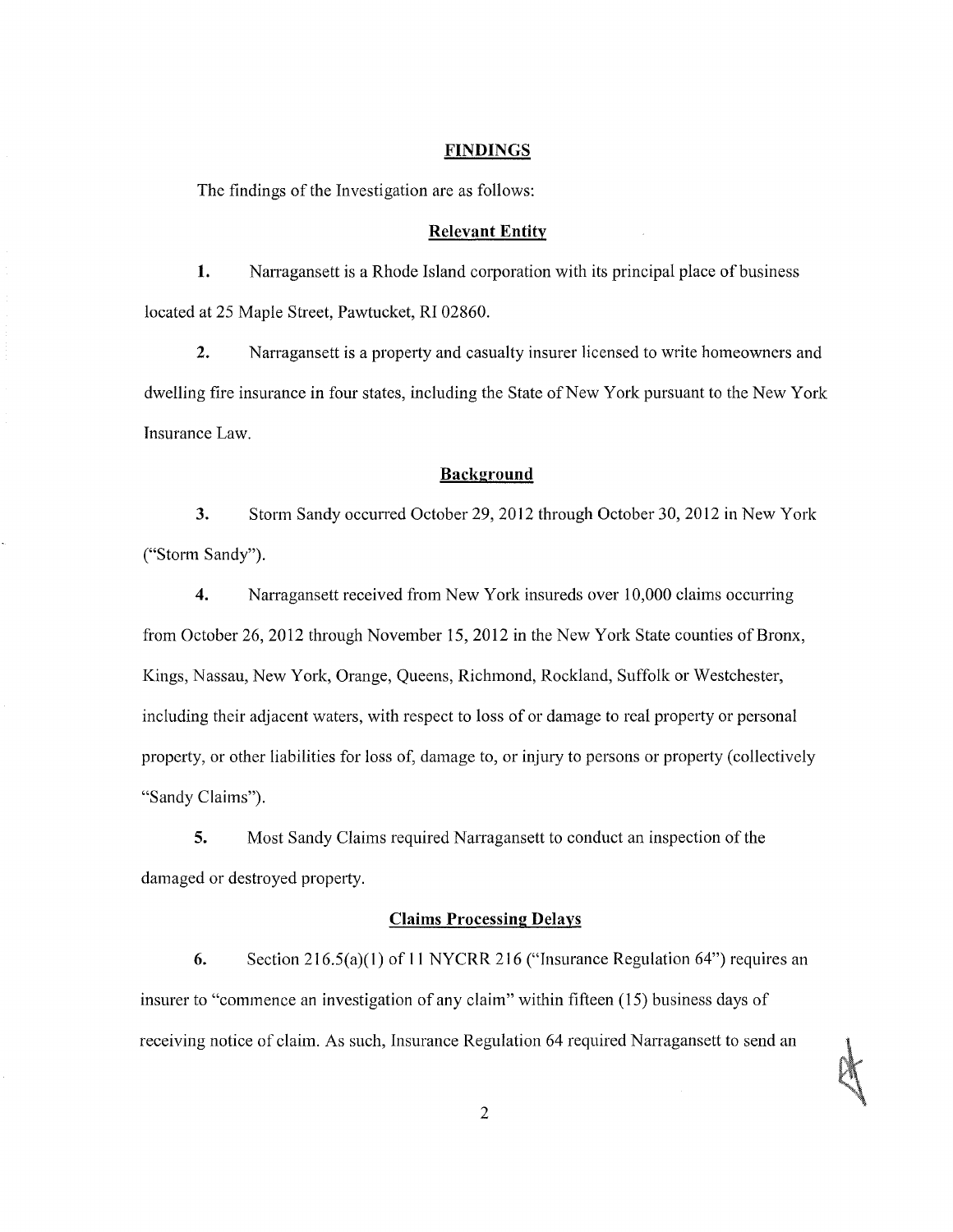## FINDINGS

The findings of the Investigation are as follows:

### Relevant Entity

**1.** Narragansett is a Rhode Island corporation with its principal place of business located at 25 Maple Street, Pawtucket, RI 02860.

**2.** Narragansett is a property and casualty insurer licensed to write homeowners and dwelling fire insurance in four states, including the State of New York pursuant to the New York Insurance Law.

### Background

**3.** Storm Sandy occurred October 29, 2012 through October 30, 2012 in New York ("Storm Sandy").

**4.** Narragansett received from New York insureds over 10,000 claims occurring from October 26, 2012 through November 15, 2012 in the New York State counties of Bronx, Kings, Nassau, New York, Orange, Queens, Richmond, Rockland, Suffolk or Westchester, including their adjacent waters, with respect to loss of or damage to real property or personal property, or other liabilities for loss of, damage to, or injury to persons or property (collectively "Sandy Claims").

**5.** Most Sandy Claims required Narragansett to conduct an inspection of the damaged or destroyed property.

### Claims Processing Delays

**6.** Section 216.5(a)(1) of 11 NYCRR 216 ("Insurance Regulation 64") requires an insurer to "commence an investigation of any claim" within fifteen (15) business days of receiving notice of claim. As such, Insurance Regulation 64 required Narragansett to send an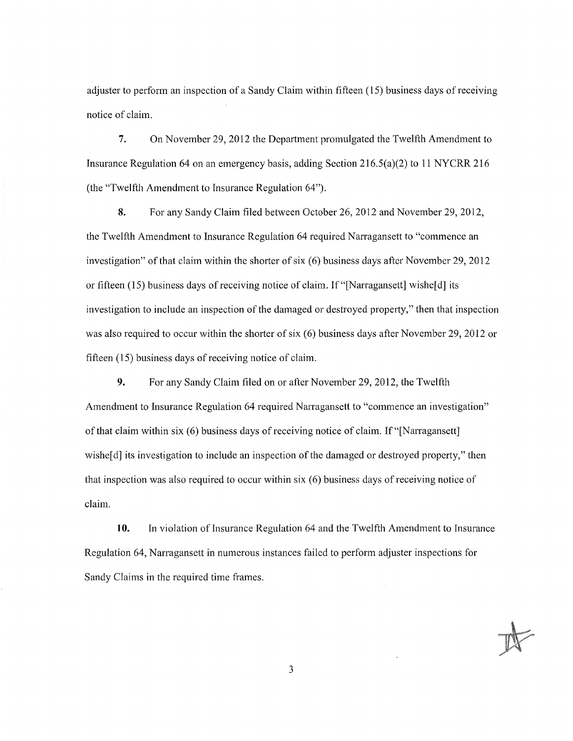adjuster to perform an inspection of a Sandy Claim within fifteen (15) business days of receiving notice of claim.

**7.** On November 29, 2012 the Department promulgated the Twelfth Amendment to Insurance Regulation 64 on an emergency basis, adding Section 216.5(a)(2) to 11 NYCRR 216 (the "Twelfth Amendment to Insurance Regulation 64").

**8.** For any Sandy Claim filed between October 26, 2012 and November 29, 2012, the Twelfth Amendment to Insurance Regulation 64 required Narragansett to "commence an investigation" of that claim within the shorter of six (6) business days after November 29, 2012 or fifteen (15) business days of receiving notice of claim. If "[Narragansett] wishe[d] its investigation to include an inspection of the damaged or destroyed property," then that inspection was also required to occur within the shorter of six (6) business days after November 29, 2012 or fifteen (15) business days of receiving notice of claim.

**9.** For any Sandy Claim filed on or after November 29, 2012, the Twelfth Amendment to Insurance Regulation 64 required Narragansett to "commence an investigation" of that claim within six (6) business days of receiving notice of claim. If "[Narragansett] wishe[d] its investigation to include an inspection of the damaged or destroyed property," then that inspection was also required to occur within six (6) business days of receiving notice of claim.

**10.** In violation of Insurance Regulation 64 and the Twelfth Amendment to Insurance Regulation 64, Narragansett in numerous instances failed to perform adjuster inspections for Sandy Claims in the required time frames.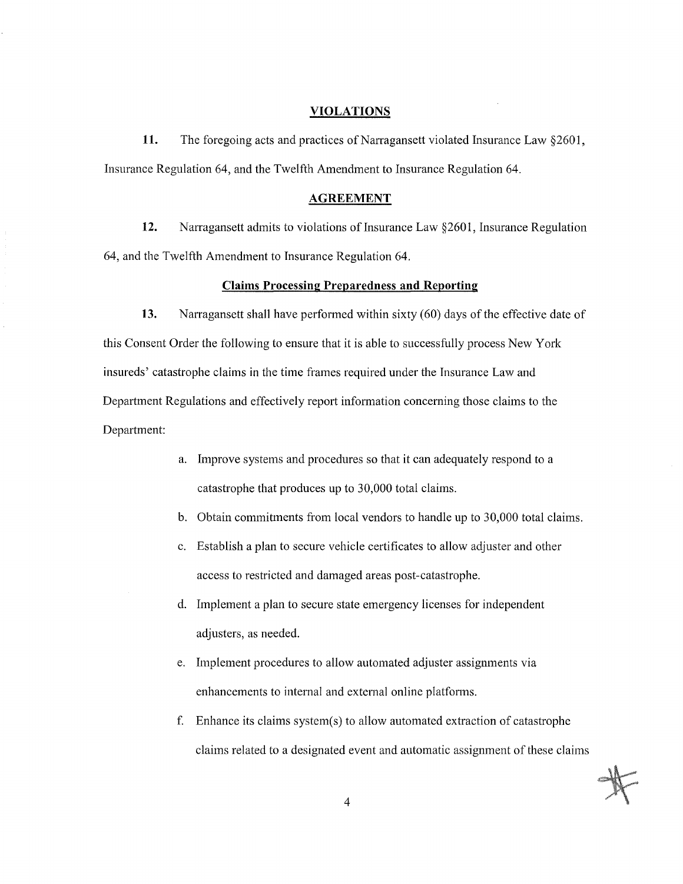## VIOLATIONS

**11.** The foregoing acts and practices of Narragansett violated Insurance Law §2601, Insurance Regulation 64, and the Twelfth Amendment to Insurance Regulation 64.

## AGREEMENT

**12.** Narragansett admits to violations of Insurance Law §2601, Insurance Regulation 64, and the Twelfth Amendment to Insurance Regulation 64.

### Claims Processing Preparedness and Reporting

**13.** Narragansett shall have performed within sixty (60) days of the effective date of this Consent Order the following to ensure that it is able to successfully process New York insureds' catastrophe claims in the time frames required under the Insurance Law and Department Regulations and effectively report information concerning those claims to the Department:

a. Improve systems and procedures so that it can adequately respond to a catastrophe that produces up to 30,000 total claims.

b. Obtain commitments from local vendors to handle up to 30,000 total claims.

c. Establish a plan to secure vehicle certificates to allow adjuster and other access to restricted and damaged areas post-catastrophe.

d. Implement a plan to secure state emergency licenses for independent adjusters, as needed.

e. Implement procedures to allow automated adjuster assignments via enhancements to internal and external online platforms.

f. Enhance its claims system(s) to allow automated extraction of catastrophe claims related to a designated event and automatic assignment of these claims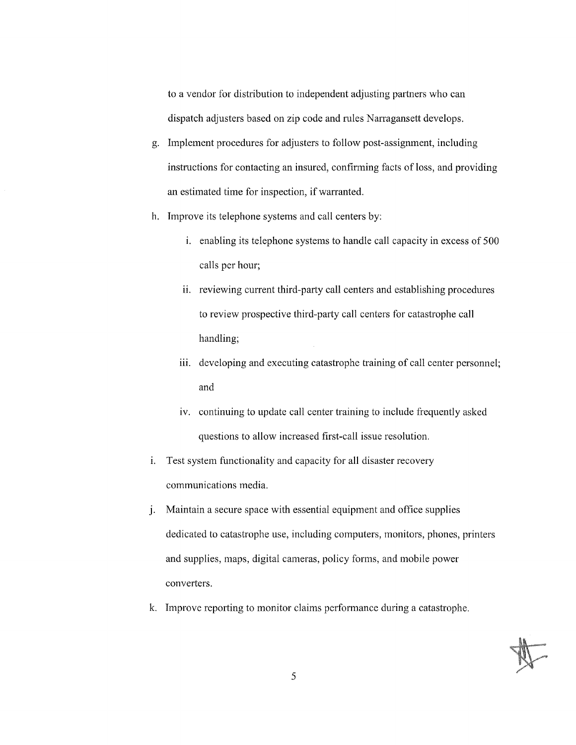to a vendor for distribution to independent adjusting partners who can dispatch adjusters based on zip code and rules Narragansett develops.

g. Implement procedures for adjusters to follow post-assignment, including instructions for contacting an insured, confirming facts of loss, and providing an estimated time for inspection, if warranted.

h. Improve its telephone systems and call centers by:

    i. enabling its telephone systems to handle call capacity in excess of 500 calls per hour;

    ii. reviewing current third-party call centers and establishing procedures to review prospective third-party call centers for catastrophe call handling;

    iii. developing and executing catastrophe training of call center personnel; and

    iv. continuing to update call center training to include frequently asked questions to allow increased first-call issue resolution.

i. Test system functionality and capacity for all disaster recovery communications media.

j. Maintain a secure space with essential equipment and office supplies dedicated to catastrophe use, including computers, monitors, phones, printers and supplies, maps, digital cameras, policy forms, and mobile power converters.

k. Improve reporting to monitor claims performance during a catastrophe.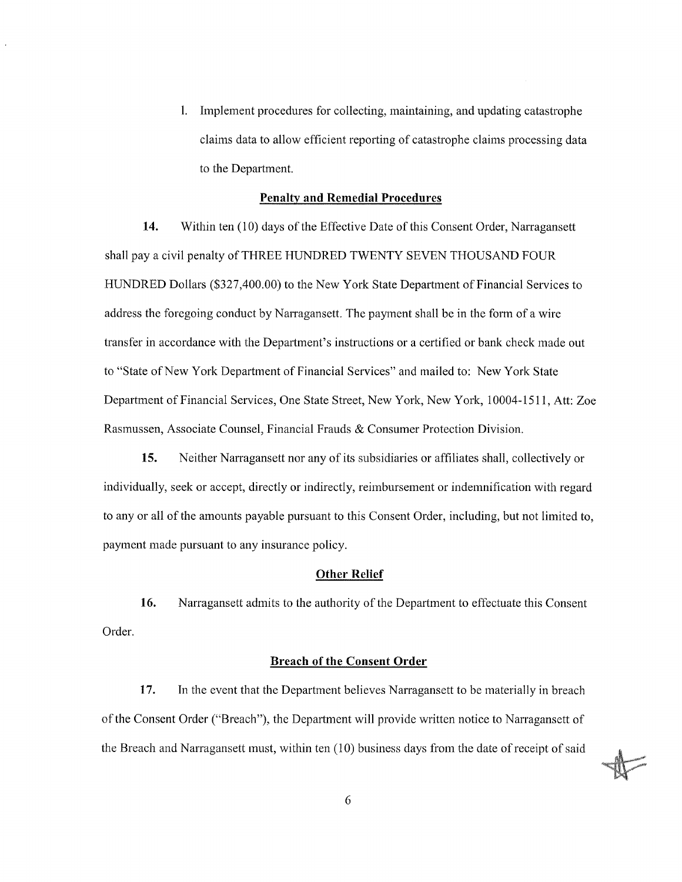l. Implement procedures for collecting, maintaining, and updating catastrophe claims data to allow efficient reporting of catastrophe claims processing data to the Department.

### Penalty and Remedial Procedures

**14.** Within ten (10) days of the Effective Date of this Consent Order, Narragansett shall pay a civil penalty of THREE HUNDRED TWENTY SEVEN THOUSAND FOUR HUNDRED Dollars ($327,400.00) to the New York State Department of Financial Services to address the foregoing conduct by Narragansett. The payment shall be in the form of a wire transfer in accordance with the Department's instructions or a certified or bank check made out to "State of New York Department of Financial Services" and mailed to: New York State Department of Financial Services, One State Street, New York, New York, 10004-1511, Att: Zoe Rasmussen, Associate Counsel, Financial Frauds & Consumer Protection Division.

**15.** Neither Narragansett nor any of its subsidiaries or affiliates shall, collectively or individually, seek or accept, directly or indirectly, reimbursement or indemnification with regard to any or all of the amounts payable pursuant to this Consent Order, including, but not limited to, payment made pursuant to any insurance policy.

### Other Relief

**16.** Narragansett admits to the authority of the Department to effectuate this Consent Order.

### Breach of the Consent Order

**17.** In the event that the Department believes Narragansett to be materially in breach of the Consent Order ("Breach"), the Department will provide written notice to Narragansett of the Breach and Narragansett must, within ten (10) business days from the date of receipt of said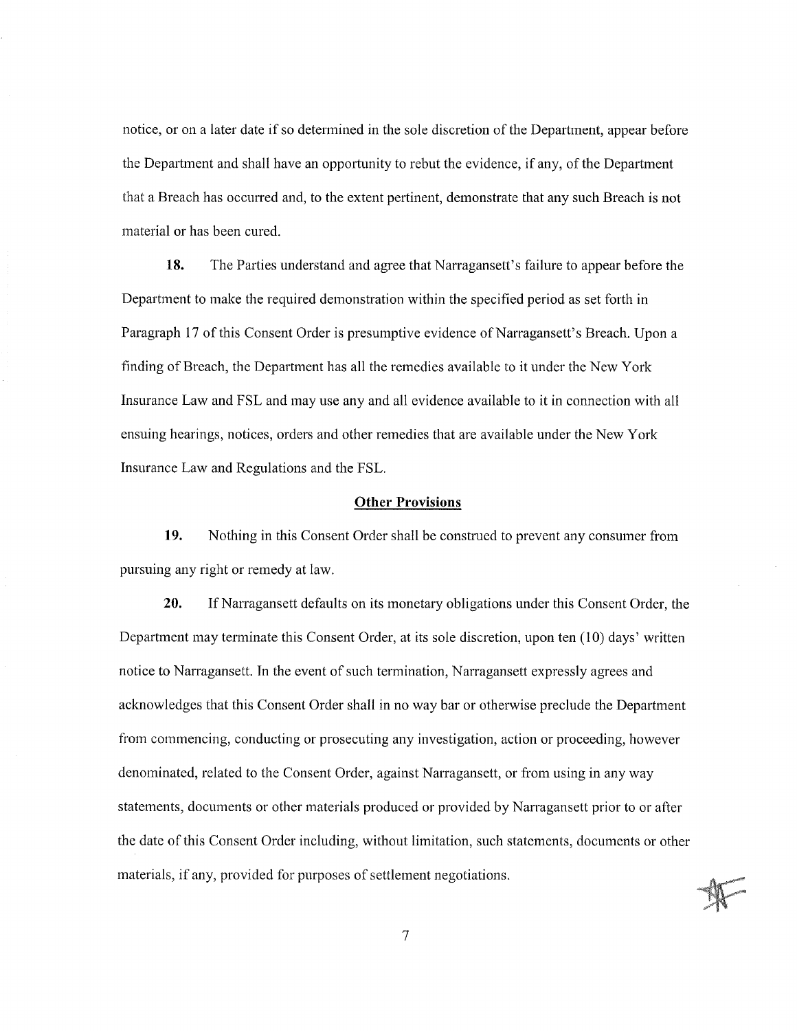notice, or on a later date if so determined in the sole discretion of the Department, appear before the Department and shall have an opportunity to rebut the evidence, if any, of the Department that a Breach has occurred and, to the extent pertinent, demonstrate that any such Breach is not material or has been cured.

**18.** The Parties understand and agree that Narragansett's failure to appear before the Department to make the required demonstration within the specified period as set forth in Paragraph 17 of this Consent Order is presumptive evidence of Narragansett's Breach. Upon a finding of Breach, the Department has all the remedies available to it under the New York Insurance Law and FSL and may use any and all evidence available to it in connection with all ensuing hearings, notices, orders and other remedies that are available under the New York Insurance Law and Regulations and the FSL.

## Other Provisions

**19.** Nothing in this Consent Order shall be construed to prevent any consumer from pursuing any right or remedy at law.

**20.** If Narragansett defaults on its monetary obligations under this Consent Order, the Department may terminate this Consent Order, at its sole discretion, upon ten (10) days' written notice to Narragansett. In the event of such termination, Narragansett expressly agrees and acknowledges that this Consent Order shall in no way bar or otherwise preclude the Department from commencing, conducting or prosecuting any investigation, action or proceeding, however denominated, related to the Consent Order, against Narragansett, or from using in any way statements, documents or other materials produced or provided by Narragansett prior to or after the date of this Consent Order including, without limitation, such statements, documents or other materials, if any, provided for purposes of settlement negotiations.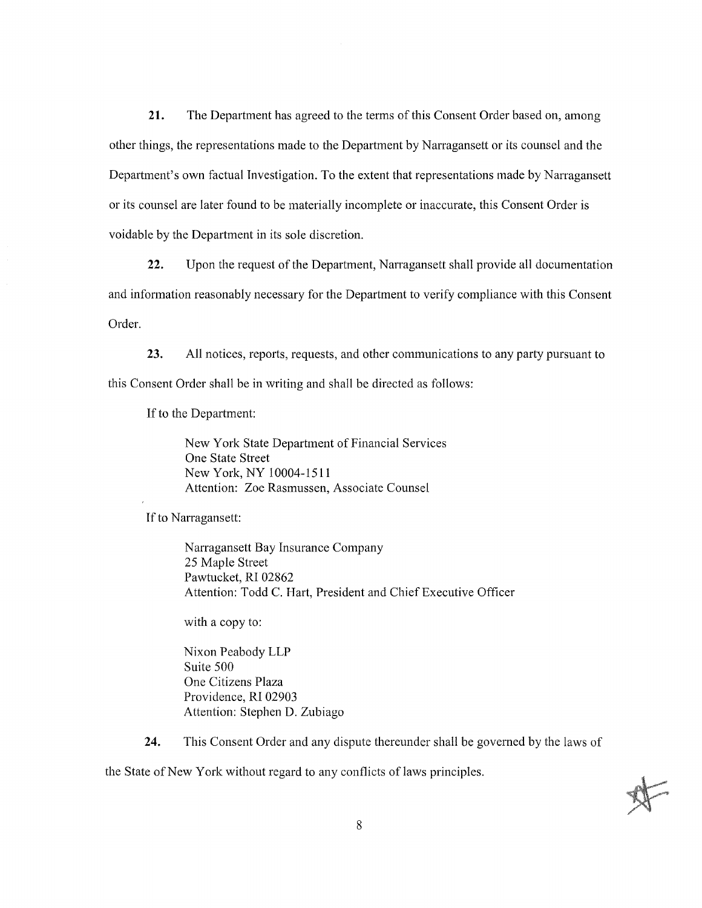**21.** The Department has agreed to the terms of this Consent Order based on, among other things, the representations made to the Department by Narragansett or its counsel and the Department's own factual Investigation. To the extent that representations made by Narragansett or its counsel are later found to be materially incomplete or inaccurate, this Consent Order is voidable by the Department in its sole discretion.

**22.** Upon the request of the Department, Narragansett shall provide all documentation and information reasonably necessary for the Department to verify compliance with this Consent Order.

**23.** All notices, reports, requests, and other communications to any party pursuant to this Consent Order shall be in writing and shall be directed as follows:

If to the Department:

> New York State Department of Financial Services
> One State Street
> New York, NY 10004-1511
> Attention: Zoe Rasmussen, Associate Counsel

If to Narragansett:

> Narragansett Bay Insurance Company
> 25 Maple Street
> Pawtucket, RI 02862
> Attention: Todd C. Hart, President and Chief Executive Officer
>
> with a copy to:
>
> Nixon Peabody LLP
> Suite 500
> One Citizens Plaza
> Providence, RI 02903
> Attention: Stephen D. Zubiago

**24.** This Consent Order and any dispute thereunder shall be governed by the laws of the State of New York without regard to any conflicts of laws principles.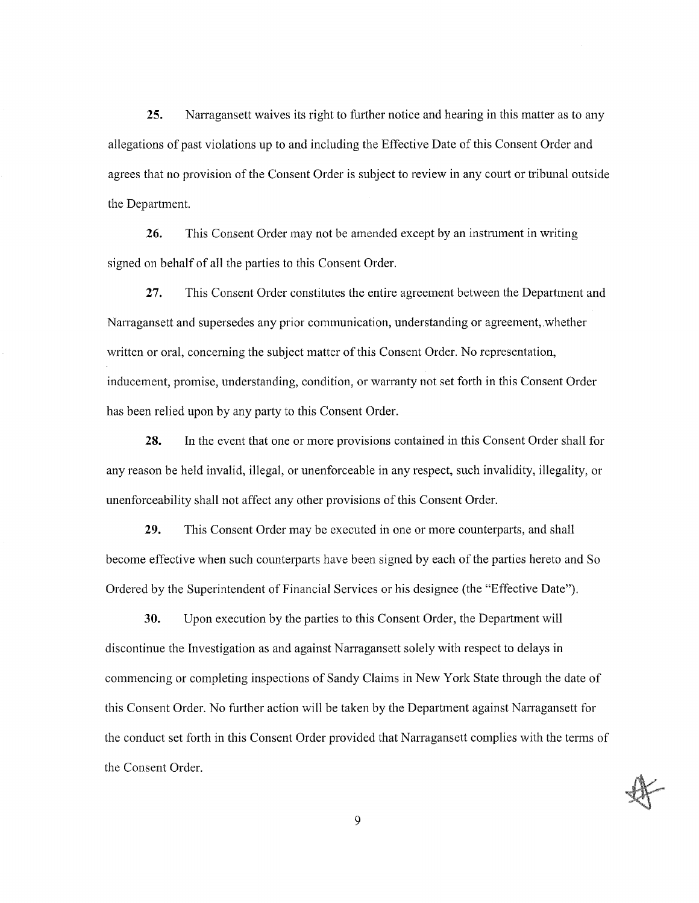**25.** Narragansett waives its right to further notice and hearing in this matter as to any allegations of past violations up to and including the Effective Date of this Consent Order and agrees that no provision of the Consent Order is subject to review in any court or tribunal outside the Department.

**26.** This Consent Order may not be amended except by an instrument in writing signed on behalf of all the parties to this Consent Order.

**27.** This Consent Order constitutes the entire agreement between the Department and Narragansett and supersedes any prior communication, understanding or agreement, whether written or oral, concerning the subject matter of this Consent Order. No representation, inducement, promise, understanding, condition, or warranty not set forth in this Consent Order has been relied upon by any party to this Consent Order.

**28.** In the event that one or more provisions contained in this Consent Order shall for any reason be held invalid, illegal, or unenforceable in any respect, such invalidity, illegality, or unenforceability shall not affect any other provisions of this Consent Order.

**29.** This Consent Order may be executed in one or more counterparts, and shall become effective when such counterparts have been signed by each of the parties hereto and So Ordered by the Superintendent of Financial Services or his designee (the "Effective Date").

**30.** Upon execution by the parties to this Consent Order, the Department will discontinue the Investigation as and against Narragansett solely with respect to delays in commencing or completing inspections of Sandy Claims in New York State through the date of this Consent Order. No further action will be taken by the Department against Narragansett for the conduct set forth in this Consent Order provided that Narragansett complies with the terms of the Consent Order.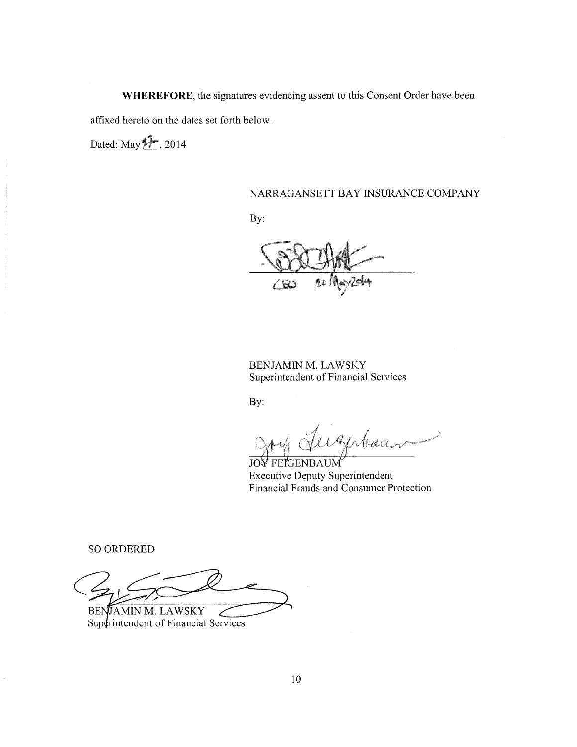**WHEREFORE**, the signatures evidencing assent to this Consent Order have been affixed hereto on the dates set forth below.

Dated: May 21, 2014

NARRAGANSETT BAY INSURANCE COMPANY

By:

CEO 21 May 2014

BENJAMIN M. LAWSKY
Superintendent of Financial Services

By:

JOY FEIGENBAUM
Executive Deputy Superintendent
Financial Frauds and Consumer Protection

SO ORDERED

BENJAMIN M. LAWSKY
Superintendent of Financial Services